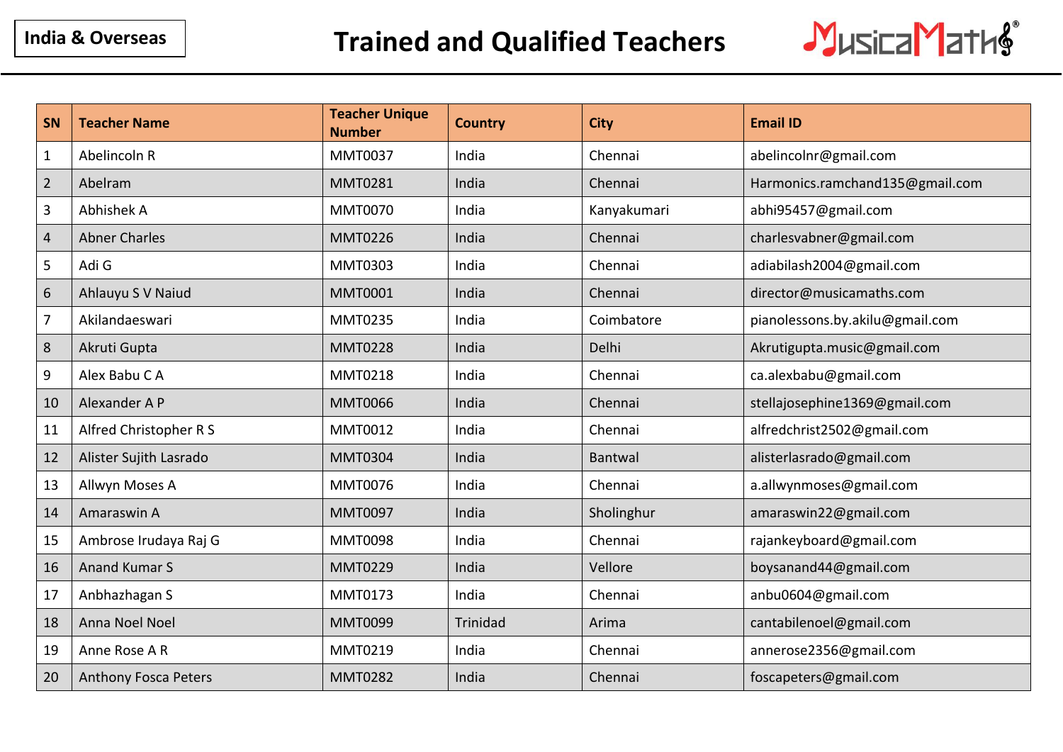India & Overseas

# Trained and Qualified Teachers

MusicalMaths®

| SN | Teacher Name | Teacher Unique Number | Country | City | Email ID |
|---|---|---|---|---|---|
| 1 | Abelincoln R | MMT0037 | India | Chennai | abelincolnr@gmail.com |
| 2 | Abelram | MMT0281 | India | Chennai | Harmonics.ramchand135@gmail.com |
| 3 | Abhishek A | MMT0070 | India | Kanyakumari | abhi95457@gmail.com |
| 4 | Abner Charles | MMT0226 | India | Chennai | charlesvabner@gmail.com |
| 5 | Adi G | MMT0303 | India | Chennai | adiabilash2004@gmail.com |
| 6 | Ahlauyu S V Naiud | MMT0001 | India | Chennai | director@musicamaths.com |
| 7 | Akilandaeswari | MMT0235 | India | Coimbatore | pianolessons.by.akilu@gmail.com |
| 8 | Akruti Gupta | MMT0228 | India | Delhi | Akrutigupta.music@gmail.com |
| 9 | Alex Babu C A | MMT0218 | India | Chennai | ca.alexbabu@gmail.com |
| 10 | Alexander A P | MMT0066 | India | Chennai | stellajosephine1369@gmail.com |
| 11 | Alfred Christopher R S | MMT0012 | India | Chennai | alfredchrist2502@gmail.com |
| 12 | Alister Sujith Lasrado | MMT0304 | India | Bantwal | alisterlasrado@gmail.com |
| 13 | Allwyn Moses A | MMT0076 | India | Chennai | a.allwynmoses@gmail.com |
| 14 | Amaraswin A | MMT0097 | India | Sholinghur | amaraswin22@gmail.com |
| 15 | Ambrose Irudaya Raj G | MMT0098 | India | Chennai | rajankeyboard@gmail.com |
| 16 | Anand Kumar S | MMT0229 | India | Vellore | boysanand44@gmail.com |
| 17 | Anbhazhagan S | MMT0173 | India | Chennai | anbu0604@gmail.com |
| 18 | Anna Noel Noel | MMT0099 | Trinidad | Arima | cantabilenoel@gmail.com |
| 19 | Anne Rose A R | MMT0219 | India | Chennai | annerose2356@gmail.com |
| 20 | Anthony Fosca Peters | MMT0282 | India | Chennai | foscapeters@gmail.com |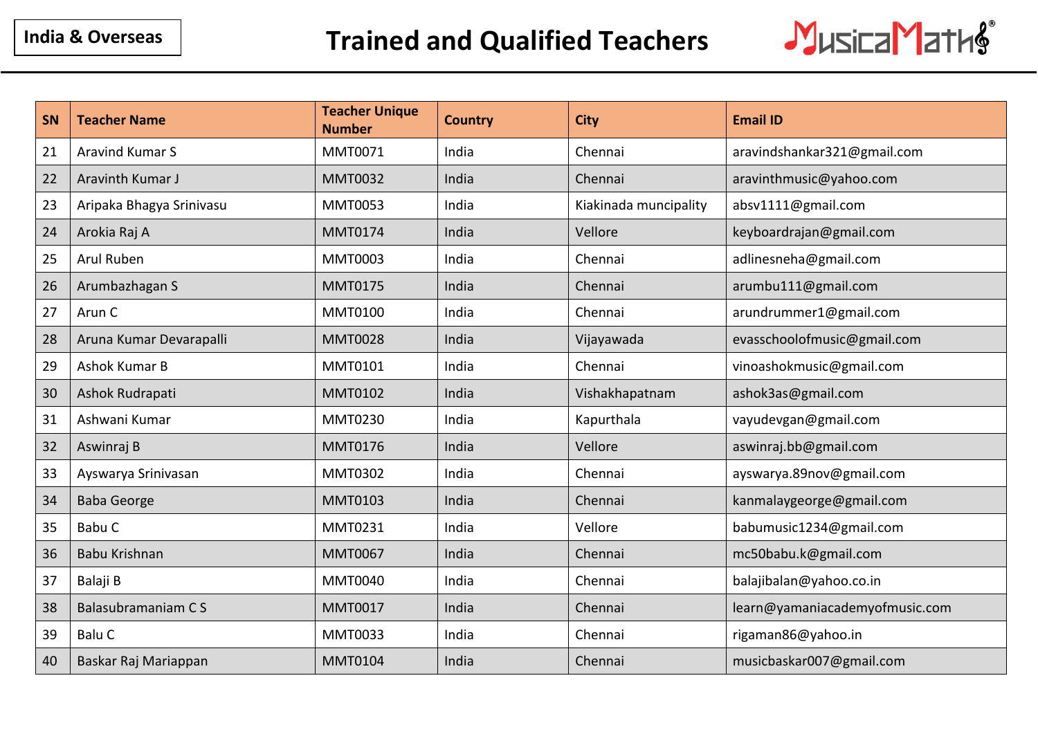India & Overseas

# Trained and Qualified Teachers

MusicaMaths®

| SN | Teacher Name | Teacher Unique Number | Country | City | Email ID |
|---|---|---|---|---|---|
| 21 | Aravind Kumar S | MMT0071 | India | Chennai | aravindshankar321@gmail.com |
| 22 | Aravinth Kumar J | MMT0032 | India | Chennai | aravinthmusic@yahoo.com |
| 23 | Aripaka Bhagya Srinivasu | MMT0053 | India | Kiakinada muncipality | absv1111@gmail.com |
| 24 | Arokia Raj A | MMT0174 | India | Vellore | keyboardrajan@gmail.com |
| 25 | Arul Ruben | MMT0003 | India | Chennai | adlinesneha@gmail.com |
| 26 | Arumbazhagan S | MMT0175 | India | Chennai | arumbu111@gmail.com |
| 27 | Arun C | MMT0100 | India | Chennai | arundrummer1@gmail.com |
| 28 | Aruna Kumar Devarapalli | MMT0028 | India | Vijayawada | evasschoolofmusic@gmail.com |
| 29 | Ashok Kumar B | MMT0101 | India | Chennai | vinoashokmusic@gmail.com |
| 30 | Ashok Rudrapati | MMT0102 | India | Vishakhapatnam | ashok3as@gmail.com |
| 31 | Ashwani Kumar | MMT0230 | India | Kapurthala | vayudevgan@gmail.com |
| 32 | Aswinraj B | MMT0176 | India | Vellore | aswinraj.bb@gmail.com |
| 33 | Ayswarya Srinivasan | MMT0302 | India | Chennai | ayswarya.89nov@gmail.com |
| 34 | Baba George | MMT0103 | India | Chennai | kanmalaygeorge@gmail.com |
| 35 | Babu C | MMT0231 | India | Vellore | babumusic1234@gmail.com |
| 36 | Babu Krishnan | MMT0067 | India | Chennai | mc50babu.k@gmail.com |
| 37 | Balaji B | MMT0040 | India | Chennai | balajibalan@yahoo.co.in |
| 38 | Balasubramaniam C S | MMT0017 | India | Chennai | learn@yamaniacademyofmusic.com |
| 39 | Balu C | MMT0033 | India | Chennai | rigaman86@yahoo.in |
| 40 | Baskar Raj Mariappan | MMT0104 | India | Chennai | musicbaskar007@gmail.com |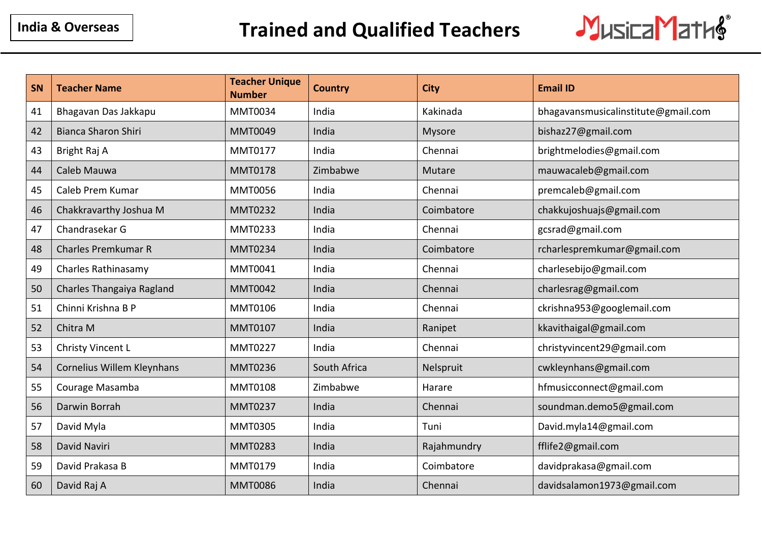India & Overseas

# Trained and Qualified Teachers

| SN | Teacher Name | Teacher Unique Number | Country | City | Email ID |
|---|---|---|---|---|---|
| 41 | Bhagavan Das Jakkapu | MMT0034 | India | Kakinada | bhagavansmusicalinstitute@gmail.com |
| 42 | Bianca Sharon Shiri | MMT0049 | India | Mysore | bishaz27@gmail.com |
| 43 | Bright Raj A | MMT0177 | India | Chennai | brightmelodies@gmail.com |
| 44 | Caleb Mauwa | MMT0178 | Zimbabwe | Mutare | mauwacaleb@gmail.com |
| 45 | Caleb Prem Kumar | MMT0056 | India | Chennai | premcaleb@gmail.com |
| 46 | Chakkravarthy Joshua M | MMT0232 | India | Coimbatore | chakkujoshuajs@gmail.com |
| 47 | Chandrasekar G | MMT0233 | India | Chennai | gcsrad@gmail.com |
| 48 | Charles Premkumar R | MMT0234 | India | Coimbatore | rcharlespremkumar@gmail.com |
| 49 | Charles Rathinasamy | MMT0041 | India | Chennai | charlesebijo@gmail.com |
| 50 | Charles Thangaiya Ragland | MMT0042 | India | Chennai | charlesrag@gmail.com |
| 51 | Chinni Krishna B P | MMT0106 | India | Chennai | ckrishna953@googlemail.com |
| 52 | Chitra M | MMT0107 | India | Ranipet | kkavithaigal@gmail.com |
| 53 | Christy Vincent L | MMT0227 | India | Chennai | christyvincent29@gmail.com |
| 54 | Cornelius Willem Kleynhans | MMT0236 | South Africa | Nelspruit | cwkleynhans@gmail.com |
| 55 | Courage Masamba | MMT0108 | Zimbabwe | Harare | hfmusicconnect@gmail.com |
| 56 | Darwin Borrah | MMT0237 | India | Chennai | soundman.demo5@gmail.com |
| 57 | David Myla | MMT0305 | India | Tuni | David.myla14@gmail.com |
| 58 | David Naviri | MMT0283 | India | Rajahmundry | fflife2@gmail.com |
| 59 | David Prakasa B | MMT0179 | India | Coimbatore | davidprakasa@gmail.com |
| 60 | David Raj A | MMT0086 | India | Chennai | davidsalamon1973@gmail.com |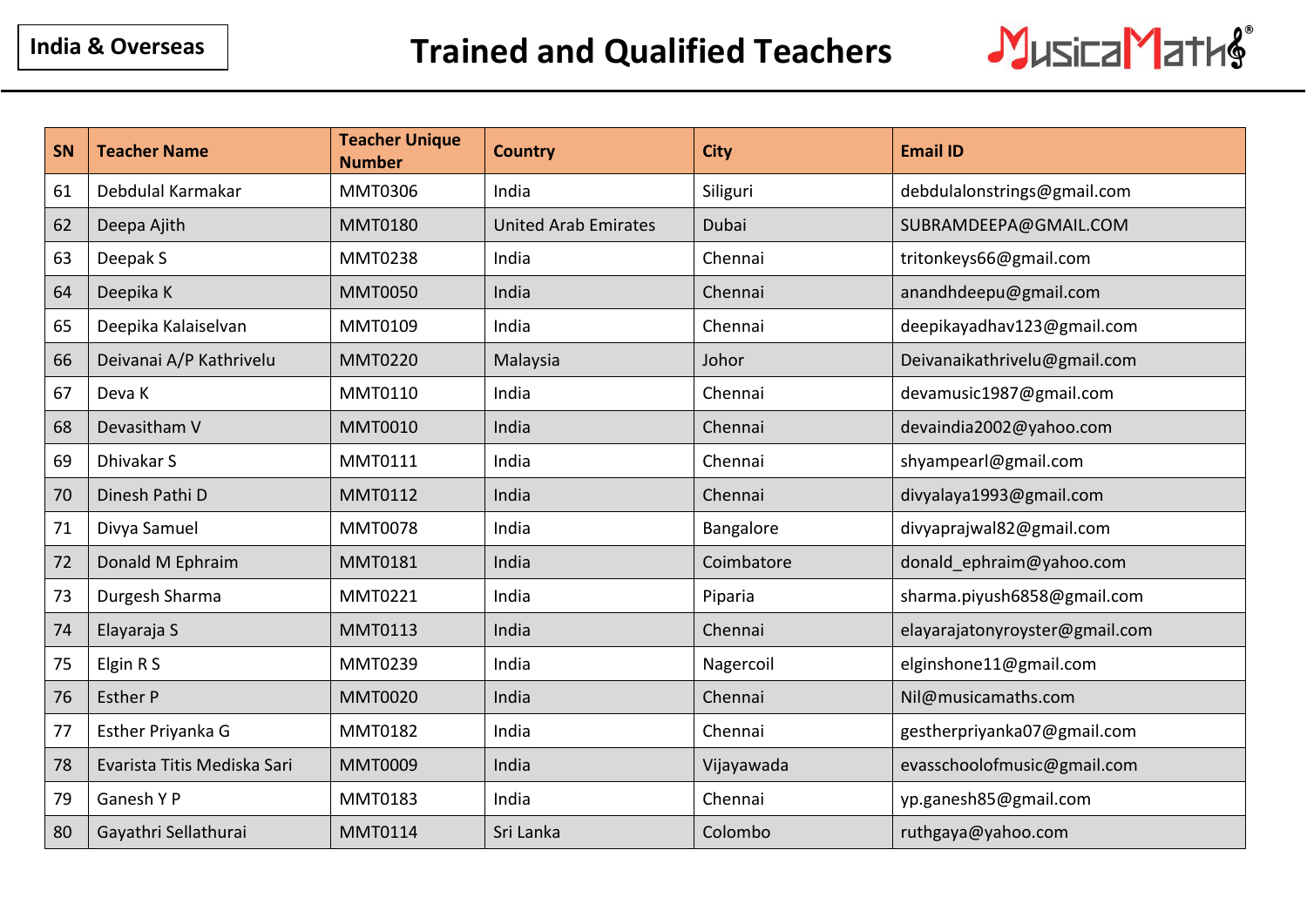India & Overseas

# Trained and Qualified Teachers

| SN | Teacher Name | Teacher Unique Number | Country | City | Email ID |
|---|---|---|---|---|---|
| 61 | Debdulal Karmakar | MMT0306 | India | Siliguri | debdulalonstrings@gmail.com |
| 62 | Deepa Ajith | MMT0180 | United Arab Emirates | Dubai | SUBRAMDEEPA@GMAIL.COM |
| 63 | Deepak S | MMT0238 | India | Chennai | tritonkeys66@gmail.com |
| 64 | Deepika K | MMT0050 | India | Chennai | anandhdeepu@gmail.com |
| 65 | Deepika Kalaiselvan | MMT0109 | India | Chennai | deepikayadhav123@gmail.com |
| 66 | Deivanai A/P Kathrivelu | MMT0220 | Malaysia | Johor | Deivanaikathrivelu@gmail.com |
| 67 | Deva K | MMT0110 | India | Chennai | devamusic1987@gmail.com |
| 68 | Devasitham V | MMT0010 | India | Chennai | devaindia2002@yahoo.com |
| 69 | Dhivakar S | MMT0111 | India | Chennai | shyampearl@gmail.com |
| 70 | Dinesh Pathi D | MMT0112 | India | Chennai | divyalaya1993@gmail.com |
| 71 | Divya Samuel | MMT0078 | India | Bangalore | divyaprajwal82@gmail.com |
| 72 | Donald M Ephraim | MMT0181 | India | Coimbatore | donald_ephraim@yahoo.com |
| 73 | Durgesh Sharma | MMT0221 | India | Piparia | sharma.piyush6858@gmail.com |
| 74 | Elayaraja S | MMT0113 | India | Chennai | elayarajatonyroyster@gmail.com |
| 75 | Elgin R S | MMT0239 | India | Nagercoil | elginshone11@gmail.com |
| 76 | Esther P | MMT0020 | India | Chennai | Nil@musicamaths.com |
| 77 | Esther Priyanka G | MMT0182 | India | Chennai | gestherpriyanka07@gmail.com |
| 78 | Evarista Titis Mediska Sari | MMT0009 | India | Vijayawada | evasschoolofmusic@gmail.com |
| 79 | Ganesh Y P | MMT0183 | India | Chennai | yp.ganesh85@gmail.com |
| 80 | Gayathri Sellathurai | MMT0114 | Sri Lanka | Colombo | ruthgaya@yahoo.com |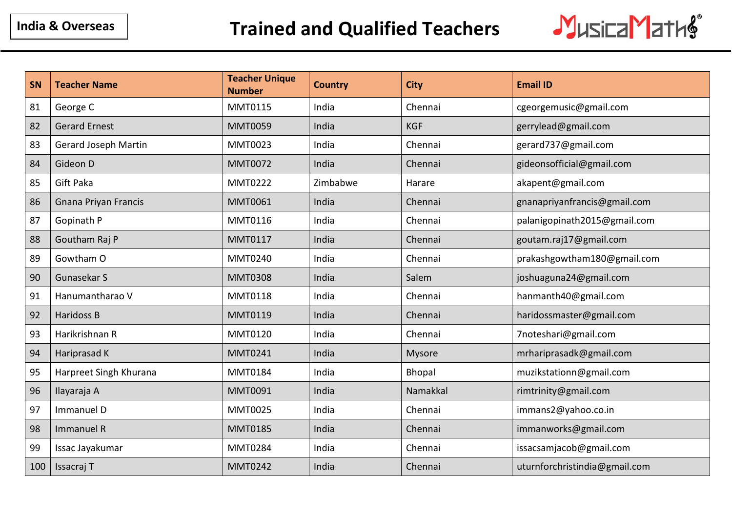India & Overseas

# Trained and Qualified Teachers

MusicalMaths®

| SN | Teacher Name | Teacher Unique Number | Country | City | Email ID |
|---|---|---|---|---|---|
| 81 | George C | MMT0115 | India | Chennai | cgeorgemusic@gmail.com |
| 82 | Gerard Ernest | MMT0059 | India | KGF | gerrylead@gmail.com |
| 83 | Gerard Joseph Martin | MMT0023 | India | Chennai | gerard737@gmail.com |
| 84 | Gideon D | MMT0072 | India | Chennai | gideonsofficial@gmail.com |
| 85 | Gift Paka | MMT0222 | Zimbabwe | Harare | akapent@gmail.com |
| 86 | Gnana Priyan Francis | MMT0061 | India | Chennai | gnanapriyanfrancis@gmail.com |
| 87 | Gopinath P | MMT0116 | India | Chennai | palanigopinath2015@gmail.com |
| 88 | Goutham Raj P | MMT0117 | India | Chennai | goutam.raj17@gmail.com |
| 89 | Gowtham O | MMT0240 | India | Chennai | prakashgowtham180@gmail.com |
| 90 | Gunasekar S | MMT0308 | India | Salem | joshuaguna24@gmail.com |
| 91 | Hanumantharao V | MMT0118 | India | Chennai | hanmanth40@gmail.com |
| 92 | Haridoss B | MMT0119 | India | Chennai | haridossmaster@gmail.com |
| 93 | Harikrishnan R | MMT0120 | India | Chennai | 7noteshari@gmail.com |
| 94 | Hariprasad K | MMT0241 | India | Mysore | mrhariprasadk@gmail.com |
| 95 | Harpreet Singh Khurana | MMT0184 | India | Bhopal | muzikstationn@gmail.com |
| 96 | Ilayaraja A | MMT0091 | India | Namakkal | rimtrinity@gmail.com |
| 97 | Immanuel D | MMT0025 | India | Chennai | immans2@yahoo.co.in |
| 98 | Immanuel R | MMT0185 | India | Chennai | immanworks@gmail.com |
| 99 | Issac Jayakumar | MMT0284 | India | Chennai | issacsamjacob@gmail.com |
| 100 | Issacraj T | MMT0242 | India | Chennai | uturnforchristindia@gmail.com |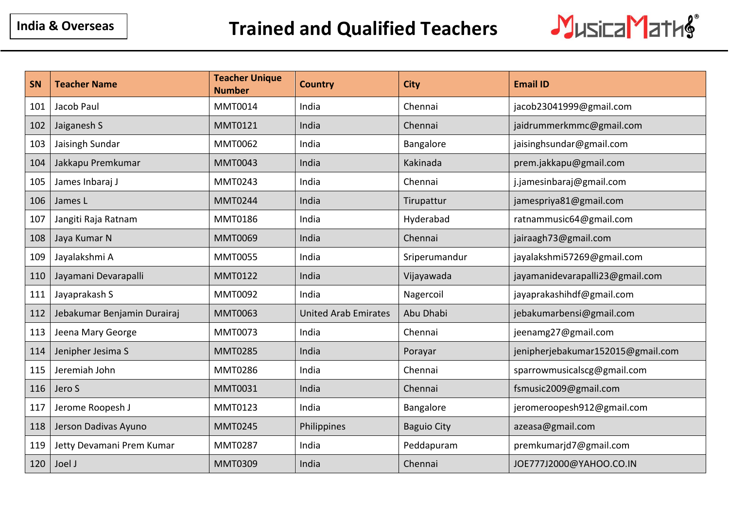India & Overseas

# Trained and Qualified Teachers

MusicalMaths®

| SN | Teacher Name | Teacher Unique Number | Country | City | Email ID |
|---|---|---|---|---|---|
| 101 | Jacob Paul | MMT0014 | India | Chennai | jacob23041999@gmail.com |
| 102 | Jaiganesh S | MMT0121 | India | Chennai | jaidrummerkmmc@gmail.com |
| 103 | Jaisingh Sundar | MMT0062 | India | Bangalore | jaisinghsundar@gmail.com |
| 104 | Jakkapu Premkumar | MMT0043 | India | Kakinada | prem.jakkapu@gmail.com |
| 105 | James Inbaraj J | MMT0243 | India | Chennai | j.jamesinbaraj@gmail.com |
| 106 | James L | MMT0244 | India | Tirupattur | jamespriya81@gmail.com |
| 107 | Jangiti Raja Ratnam | MMT0186 | India | Hyderabad | ratnammusic64@gmail.com |
| 108 | Jaya Kumar N | MMT0069 | India | Chennai | jairaagh73@gmail.com |
| 109 | Jayalakshmi A | MMT0055 | India | Sriperumandur | jayalakshmi57269@gmail.com |
| 110 | Jayamani Devarapalli | MMT0122 | India | Vijayawada | jayamanidevarapalli23@gmail.com |
| 111 | Jayaprakash S | MMT0092 | India | Nagercoil | jayaprakashihdf@gmail.com |
| 112 | Jebakumar Benjamin Durairaj | MMT0063 | United Arab Emirates | Abu Dhabi | jebakumarbensi@gmail.com |
| 113 | Jeena Mary George | MMT0073 | India | Chennai | jeenamg27@gmail.com |
| 114 | Jenipher Jesima S | MMT0285 | India | Porayar | jenipherjebakumar152015@gmail.com |
| 115 | Jeremiah John | MMT0286 | India | Chennai | sparrowmusicalscg@gmail.com |
| 116 | Jero S | MMT0031 | India | Chennai | fsmusic2009@gmail.com |
| 117 | Jerome Roopesh J | MMT0123 | India | Bangalore | jeromeroopesh912@gmail.com |
| 118 | Jerson Dadivas Ayuno | MMT0245 | Philippines | Baguio City | azeasa@gmail.com |
| 119 | Jetty Devamani Prem Kumar | MMT0287 | India | Peddapuram | premkumarjd7@gmail.com |
| 120 | Joel J | MMT0309 | India | Chennai | JOE777J2000@YAHOO.CO.IN |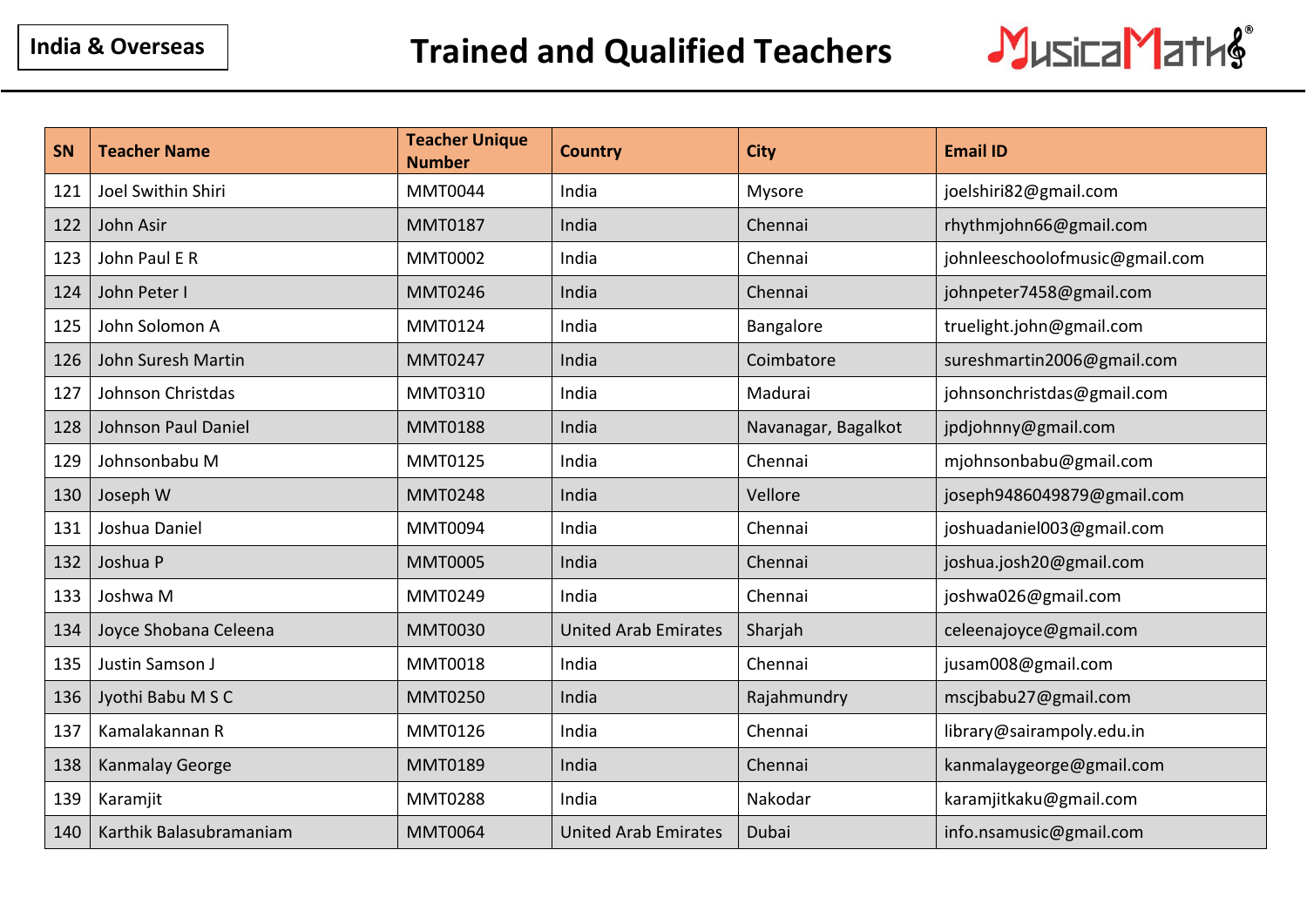India & Overseas

# Trained and Qualified Teachers

MusicaMaths®

| SN | Teacher Name | Teacher Unique Number | Country | City | Email ID |
|---|---|---|---|---|---|
| 121 | Joel Swithin Shiri | MMT0044 | India | Mysore | joelshiri82@gmail.com |
| 122 | John Asir | MMT0187 | India | Chennai | rhythmjohn66@gmail.com |
| 123 | John Paul E R | MMT0002 | India | Chennai | johnleeschoolofmusic@gmail.com |
| 124 | John Peter I | MMT0246 | India | Chennai | johnpeter7458@gmail.com |
| 125 | John Solomon A | MMT0124 | India | Bangalore | truelight.john@gmail.com |
| 126 | John Suresh Martin | MMT0247 | India | Coimbatore | sureshmartin2006@gmail.com |
| 127 | Johnson Christdas | MMT0310 | India | Madurai | johnsonchristdas@gmail.com |
| 128 | Johnson Paul Daniel | MMT0188 | India | Navanagar, Bagalkot | jpdjohnny@gmail.com |
| 129 | Johnsonbabu M | MMT0125 | India | Chennai | mjohnsonbabu@gmail.com |
| 130 | Joseph W | MMT0248 | India | Vellore | joseph9486049879@gmail.com |
| 131 | Joshua Daniel | MMT0094 | India | Chennai | joshuadaniel003@gmail.com |
| 132 | Joshua P | MMT0005 | India | Chennai | joshua.josh20@gmail.com |
| 133 | Joshwa M | MMT0249 | India | Chennai | joshwa026@gmail.com |
| 134 | Joyce Shobana Celeena | MMT0030 | United Arab Emirates | Sharjah | celeenajoyce@gmail.com |
| 135 | Justin Samson J | MMT0018 | India | Chennai | jusam008@gmail.com |
| 136 | Jyothi Babu M S C | MMT0250 | India | Rajahmundry | mscjbabu27@gmail.com |
| 137 | Kamalakannan R | MMT0126 | India | Chennai | library@sairampoly.edu.in |
| 138 | Kanmalay George | MMT0189 | India | Chennai | kanmalaygeorge@gmail.com |
| 139 | Karamjit | MMT0288 | India | Nakodar | karamjitkaku@gmail.com |
| 140 | Karthik Balasubramaniam | MMT0064 | United Arab Emirates | Dubai | info.nsamusic@gmail.com |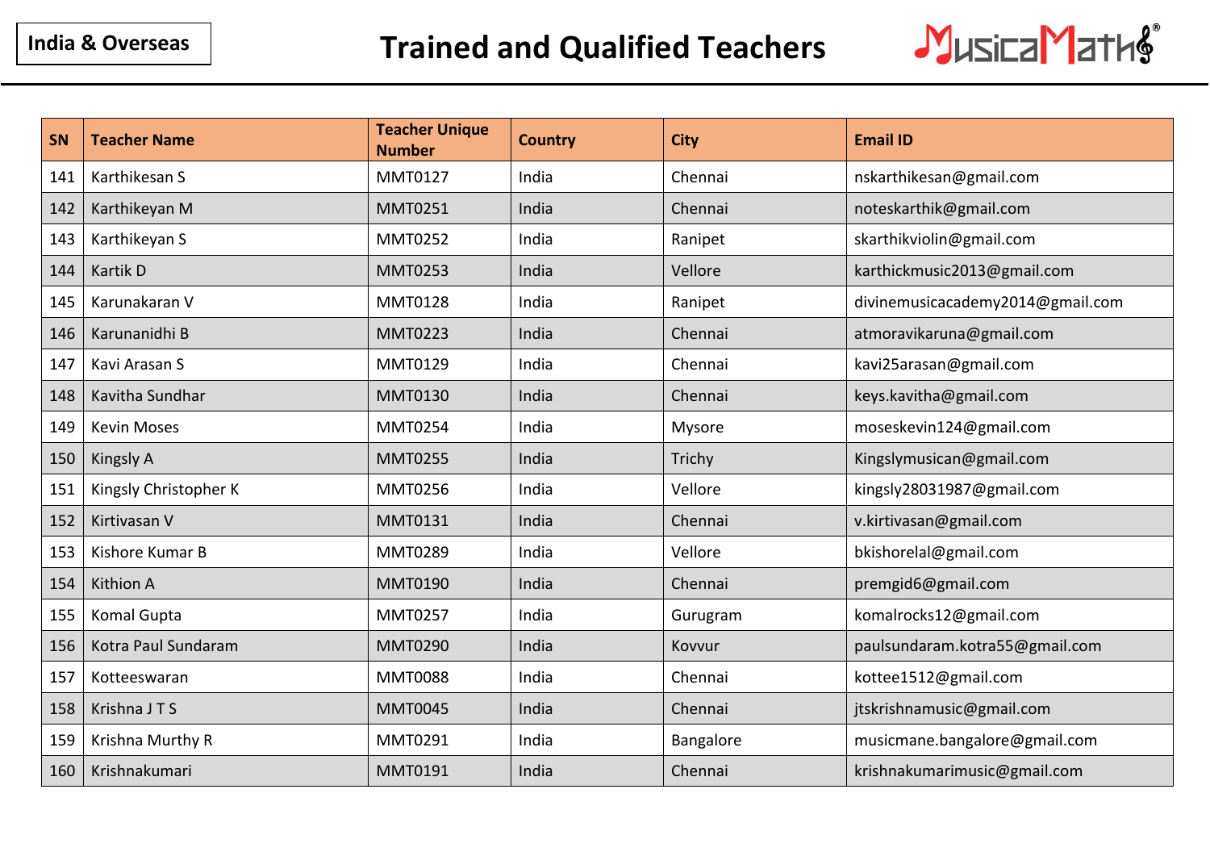India & Overseas

# Trained and Qualified Teachers

| SN | Teacher Name | Teacher Unique Number | Country | City | Email ID |
|---|---|---|---|---|---|
| 141 | Karthikesan S | MMT0127 | India | Chennai | nskarthikesan@gmail.com |
| 142 | Karthikeyan M | MMT0251 | India | Chennai | noteskarthik@gmail.com |
| 143 | Karthikeyan S | MMT0252 | India | Ranipet | skarthikviolin@gmail.com |
| 144 | Kartik D | MMT0253 | India | Vellore | karthickmusic2013@gmail.com |
| 145 | Karunakaran V | MMT0128 | India | Ranipet | divinemusicacademy2014@gmail.com |
| 146 | Karunanidhi B | MMT0223 | India | Chennai | atmoravikaruna@gmail.com |
| 147 | Kavi Arasan S | MMT0129 | India | Chennai | kavi25arasan@gmail.com |
| 148 | Kavitha Sundhar | MMT0130 | India | Chennai | keys.kavitha@gmail.com |
| 149 | Kevin Moses | MMT0254 | India | Mysore | moseskevin124@gmail.com |
| 150 | Kingsly A | MMT0255 | India | Trichy | Kingslymusican@gmail.com |
| 151 | Kingsly Christopher K | MMT0256 | India | Vellore | kingsly28031987@gmail.com |
| 152 | Kirtivasan V | MMT0131 | India | Chennai | v.kirtivasan@gmail.com |
| 153 | Kishore Kumar B | MMT0289 | India | Vellore | bkishorelal@gmail.com |
| 154 | Kithion A | MMT0190 | India | Chennai | premgid6@gmail.com |
| 155 | Komal Gupta | MMT0257 | India | Gurugram | komalrocks12@gmail.com |
| 156 | Kotra Paul Sundaram | MMT0290 | India | Kovvur | paulsundaram.kotra55@gmail.com |
| 157 | Kotteeswaran | MMT0088 | India | Chennai | kottee1512@gmail.com |
| 158 | Krishna J T S | MMT0045 | India | Chennai | jtskrishnamusic@gmail.com |
| 159 | Krishna Murthy R | MMT0291 | India | Bangalore | musicmane.bangalore@gmail.com |
| 160 | Krishnakumari | MMT0191 | India | Chennai | krishnakumarimusic@gmail.com |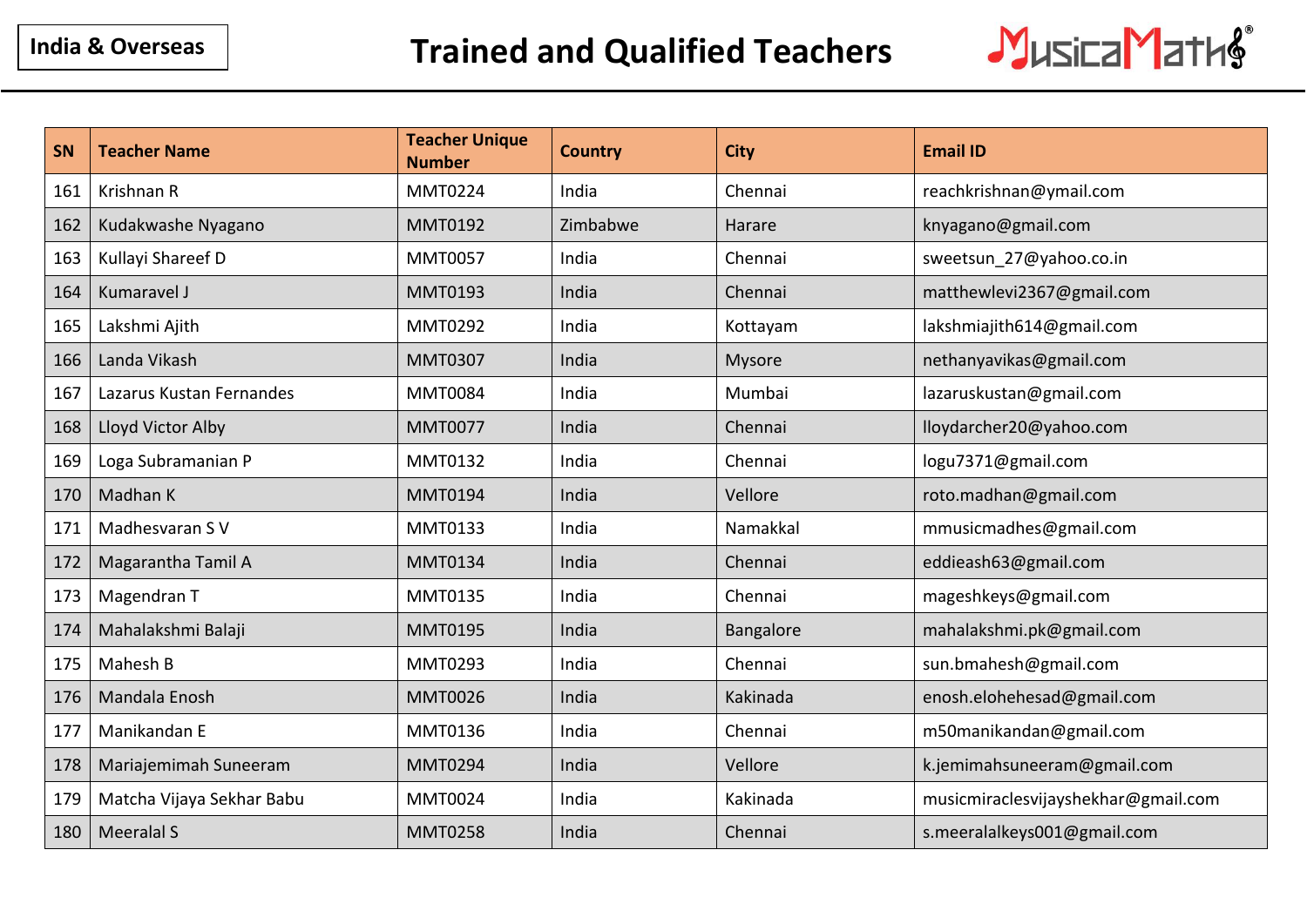India & Overseas

# Trained and Qualified Teachers

MusicalMaths®

| SN | Teacher Name | Teacher Unique Number | Country | City | Email ID |
|---|---|---|---|---|---|
| 161 | Krishnan R | MMT0224 | India | Chennai | reachkrishnan@ymail.com |
| 162 | Kudakwashe Nyagano | MMT0192 | Zimbabwe | Harare | knyagano@gmail.com |
| 163 | Kullayi Shareef D | MMT0057 | India | Chennai | sweetsun_27@yahoo.co.in |
| 164 | Kumaravel J | MMT0193 | India | Chennai | matthewlevi2367@gmail.com |
| 165 | Lakshmi Ajith | MMT0292 | India | Kottayam | lakshmiajith614@gmail.com |
| 166 | Landa Vikash | MMT0307 | India | Mysore | nethanyavikas@gmail.com |
| 167 | Lazarus Kustan Fernandes | MMT0084 | India | Mumbai | lazaruskustan@gmail.com |
| 168 | Lloyd Victor Alby | MMT0077 | India | Chennai | lloydarcher20@yahoo.com |
| 169 | Loga Subramanian P | MMT0132 | India | Chennai | logu7371@gmail.com |
| 170 | Madhan K | MMT0194 | India | Vellore | roto.madhan@gmail.com |
| 171 | Madhesvaran S V | MMT0133 | India | Namakkal | mmusicmadhes@gmail.com |
| 172 | Magarantha Tamil A | MMT0134 | India | Chennai | eddieash63@gmail.com |
| 173 | Magendran T | MMT0135 | India | Chennai | mageshkeys@gmail.com |
| 174 | Mahalakshmi Balaji | MMT0195 | India | Bangalore | mahalakshmi.pk@gmail.com |
| 175 | Mahesh B | MMT0293 | India | Chennai | sun.bmahesh@gmail.com |
| 176 | Mandala Enosh | MMT0026 | India | Kakinada | enosh.elohehesad@gmail.com |
| 177 | Manikandan E | MMT0136 | India | Chennai | m50manikandan@gmail.com |
| 178 | Mariajemimah Suneeram | MMT0294 | India | Vellore | k.jemimahsuneeram@gmail.com |
| 179 | Matcha Vijaya Sekhar Babu | MMT0024 | India | Kakinada | musicmiraclesvijayshekhar@gmail.com |
| 180 | Meeralal S | MMT0258 | India | Chennai | s.meeralalkeys001@gmail.com |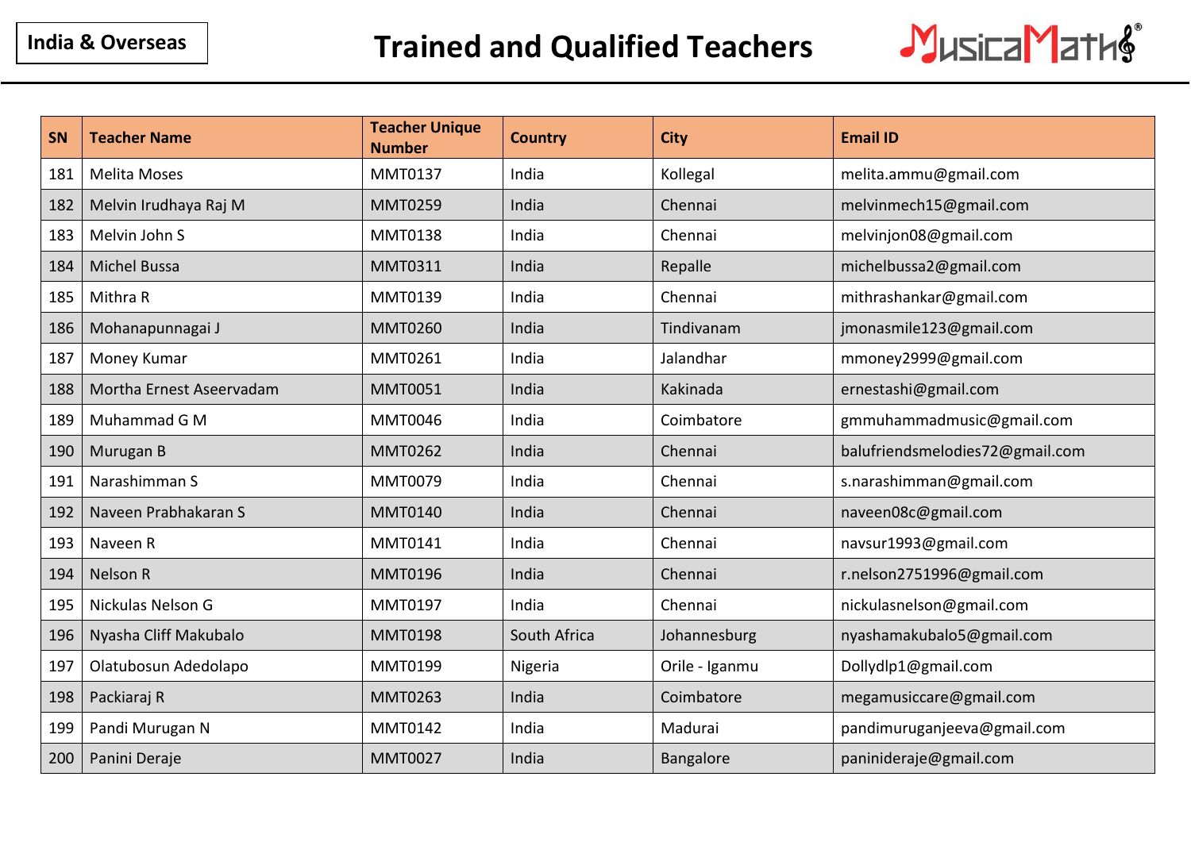India & Overseas

# Trained and Qualified Teachers

MusicaMaths®

| SN | Teacher Name | Teacher Unique Number | Country | City | Email ID |
|---|---|---|---|---|---|
| 181 | Melita Moses | MMT0137 | India | Kollegal | melita.ammu@gmail.com |
| 182 | Melvin Irudhaya Raj M | MMT0259 | India | Chennai | melvinmech15@gmail.com |
| 183 | Melvin John S | MMT0138 | India | Chennai | melvinjon08@gmail.com |
| 184 | Michel Bussa | MMT0311 | India | Repalle | michelbussa2@gmail.com |
| 185 | Mithra R | MMT0139 | India | Chennai | mithrashankar@gmail.com |
| 186 | Mohanapunnagai J | MMT0260 | India | Tindivanam | jmonasmile123@gmail.com |
| 187 | Money Kumar | MMT0261 | India | Jalandhar | mmoney2999@gmail.com |
| 188 | Mortha Ernest Aseervadam | MMT0051 | India | Kakinada | ernestashi@gmail.com |
| 189 | Muhammad G M | MMT0046 | India | Coimbatore | gmmuhammadmusic@gmail.com |
| 190 | Murugan B | MMT0262 | India | Chennai | balufriendsmelodies72@gmail.com |
| 191 | Narashimman S | MMT0079 | India | Chennai | s.narashimman@gmail.com |
| 192 | Naveen Prabhakaran S | MMT0140 | India | Chennai | naveen08c@gmail.com |
| 193 | Naveen R | MMT0141 | India | Chennai | navsur1993@gmail.com |
| 194 | Nelson R | MMT0196 | India | Chennai | r.nelson2751996@gmail.com |
| 195 | Nickulas Nelson G | MMT0197 | India | Chennai | nickulasnelson@gmail.com |
| 196 | Nyasha Cliff Makubalo | MMT0198 | South Africa | Johannesburg | nyashamakubalo5@gmail.com |
| 197 | Olatubosun Adedolapo | MMT0199 | Nigeria | Orile - Iganmu | Dollydlp1@gmail.com |
| 198 | Packiaraj R | MMT0263 | India | Coimbatore | megamusiccare@gmail.com |
| 199 | Pandi Murugan N | MMT0142 | India | Madurai | pandimuruganjeeva@gmail.com |
| 200 | Panini Deraje | MMT0027 | India | Bangalore | paninideraje@gmail.com |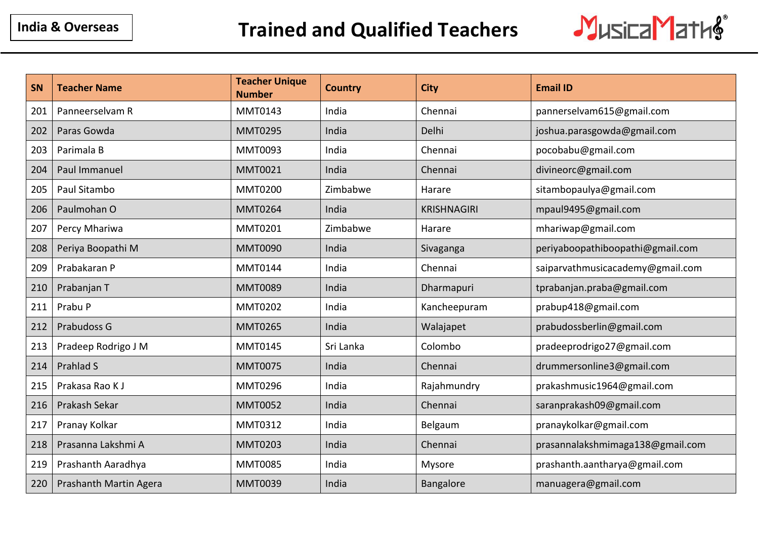India & Overseas

# Trained and Qualified Teachers

| SN | Teacher Name | Teacher Unique Number | Country | City | Email ID |
|---|---|---|---|---|---|
| 201 | Panneerselvam R | MMT0143 | India | Chennai | pannerselvam615@gmail.com |
| 202 | Paras Gowda | MMT0295 | India | Delhi | joshua.parasgowda@gmail.com |
| 203 | Parimala B | MMT0093 | India | Chennai | pocobabu@gmail.com |
| 204 | Paul Immanuel | MMT0021 | India | Chennai | divineorc@gmail.com |
| 205 | Paul Sitambo | MMT0200 | Zimbabwe | Harare | sitambopaulya@gmail.com |
| 206 | Paulmohan O | MMT0264 | India | KRISHNAGIRI | mpaul9495@gmail.com |
| 207 | Percy Mhariwa | MMT0201 | Zimbabwe | Harare | mhariwap@gmail.com |
| 208 | Periya Boopathi M | MMT0090 | India | Sivaganga | periyaboopathiboopathi@gmail.com |
| 209 | Prabakaran P | MMT0144 | India | Chennai | saiparvathmusicacademy@gmail.com |
| 210 | Prabanjan T | MMT0089 | India | Dharmapuri | tprabanjan.praba@gmail.com |
| 211 | Prabu P | MMT0202 | India | Kancheepuram | prabup418@gmail.com |
| 212 | Prabudoss G | MMT0265 | India | Walajapet | prabudossberlin@gmail.com |
| 213 | Pradeep Rodrigo J M | MMT0145 | Sri Lanka | Colombo | pradeeprodrigo27@gmail.com |
| 214 | Prahlad S | MMT0075 | India | Chennai | drummersonline3@gmail.com |
| 215 | Prakasa Rao K J | MMT0296 | India | Rajahmundry | prakashmusic1964@gmail.com |
| 216 | Prakash Sekar | MMT0052 | India | Chennai | saranprakash09@gmail.com |
| 217 | Pranay Kolkar | MMT0312 | India | Belgaum | pranaykolkar@gmail.com |
| 218 | Prasanna Lakshmi A | MMT0203 | India | Chennai | prasannalakshmimaga138@gmail.com |
| 219 | Prashanth Aaradhya | MMT0085 | India | Mysore | prashanth.aantharya@gmail.com |
| 220 | Prashanth Martin Agera | MMT0039 | India | Bangalore | manuagera@gmail.com |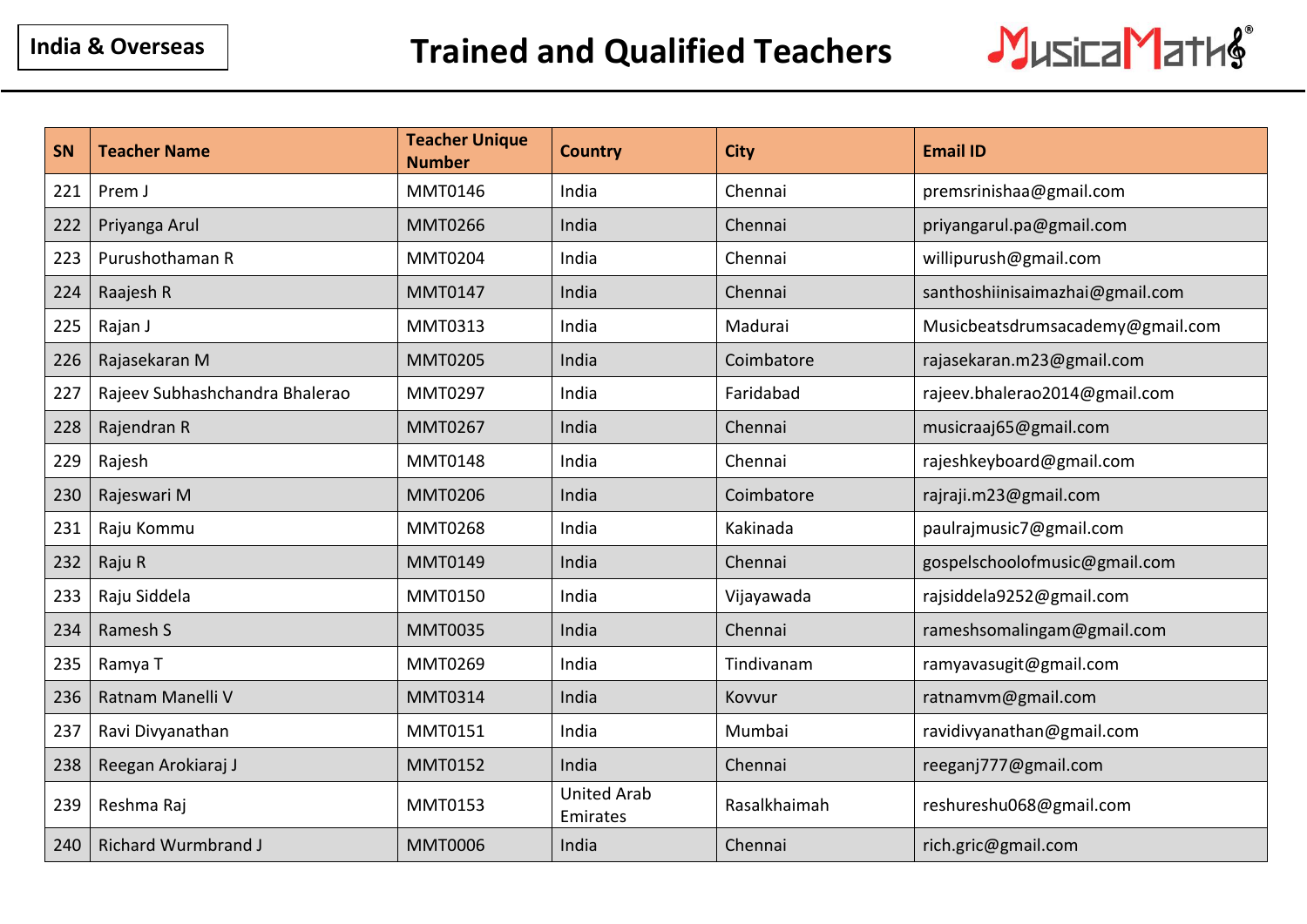India & Overseas

# Trained and Qualified Teachers

MusicalMaths®

| SN | Teacher Name | Teacher Unique Number | Country | City | Email ID |
|---|---|---|---|---|---|
| 221 | Prem J | MMT0146 | India | Chennai | premsrinishaa@gmail.com |
| 222 | Priyanga Arul | MMT0266 | India | Chennai | priyangarul.pa@gmail.com |
| 223 | Purushothaman R | MMT0204 | India | Chennai | willipurush@gmail.com |
| 224 | Raajesh R | MMT0147 | India | Chennai | santhoshiinisaimazhai@gmail.com |
| 225 | Rajan J | MMT0313 | India | Madurai | Musicbeatsdrumsacademy@gmail.com |
| 226 | Rajasekaran M | MMT0205 | India | Coimbatore | rajasekaran.m23@gmail.com |
| 227 | Rajeev Subhashchandra Bhalerao | MMT0297 | India | Faridabad | rajeev.bhalerao2014@gmail.com |
| 228 | Rajendran R | MMT0267 | India | Chennai | musicraaj65@gmail.com |
| 229 | Rajesh | MMT0148 | India | Chennai | rajeshkeyboard@gmail.com |
| 230 | Rajeswari M | MMT0206 | India | Coimbatore | rajraji.m23@gmail.com |
| 231 | Raju Kommu | MMT0268 | India | Kakinada | paulrajmusic7@gmail.com |
| 232 | Raju R | MMT0149 | India | Chennai | gospelschoolofmusic@gmail.com |
| 233 | Raju Siddela | MMT0150 | India | Vijayawada | rajsiddela9252@gmail.com |
| 234 | Ramesh S | MMT0035 | India | Chennai | rameshsomalingam@gmail.com |
| 235 | Ramya T | MMT0269 | India | Tindivanam | ramyavasugit@gmail.com |
| 236 | Ratnam Manelli V | MMT0314 | India | Kovvur | ratnamvm@gmail.com |
| 237 | Ravi Divyanathan | MMT0151 | India | Mumbai | ravidivyanathan@gmail.com |
| 238 | Reegan Arokiaraj J | MMT0152 | India | Chennai | reeganj777@gmail.com |
| 239 | Reshma Raj | MMT0153 | United Arab Emirates | Rasalkhaimah | reshureshu068@gmail.com |
| 240 | Richard Wurmbrand J | MMT0006 | India | Chennai | rich.gric@gmail.com |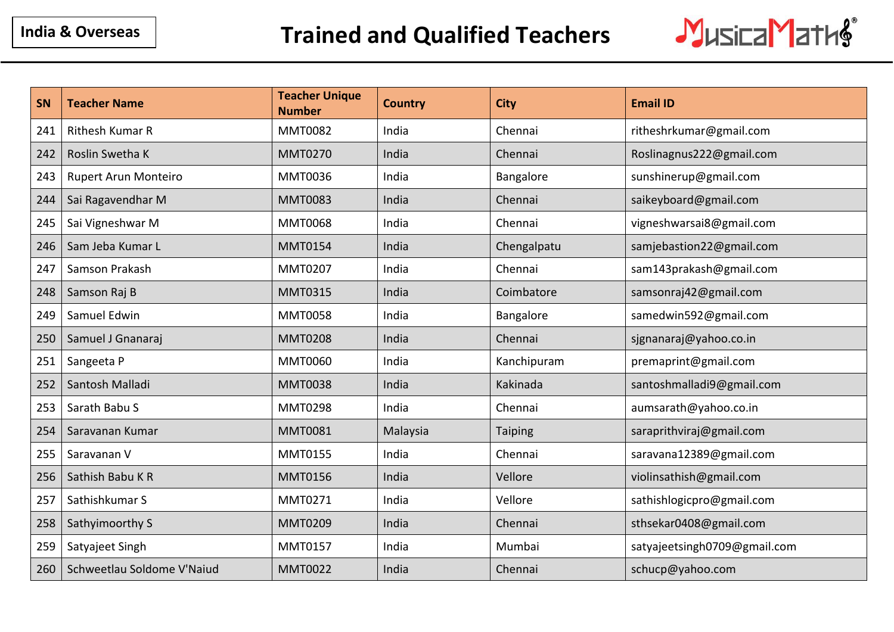India & Overseas

# Trained and Qualified Teachers

MusicalMaths®

| SN | Teacher Name | Teacher Unique Number | Country | City | Email ID |
|---|---|---|---|---|---|
| 241 | Rithesh Kumar R | MMT0082 | India | Chennai | ritheshrkumar@gmail.com |
| 242 | Roslin Swetha K | MMT0270 | India | Chennai | Roslinagnus222@gmail.com |
| 243 | Rupert Arun Monteiro | MMT0036 | India | Bangalore | sunshinerup@gmail.com |
| 244 | Sai Ragavendhar M | MMT0083 | India | Chennai | saikeyboard@gmail.com |
| 245 | Sai Vigneshwar M | MMT0068 | India | Chennai | vigneshwarsai8@gmail.com |
| 246 | Sam Jeba Kumar L | MMT0154 | India | Chengalpatu | samjebastion22@gmail.com |
| 247 | Samson Prakash | MMT0207 | India | Chennai | sam143prakash@gmail.com |
| 248 | Samson Raj B | MMT0315 | India | Coimbatore | samsonraj42@gmail.com |
| 249 | Samuel Edwin | MMT0058 | India | Bangalore | samedwin592@gmail.com |
| 250 | Samuel J Gnanaraj | MMT0208 | India | Chennai | sjgnanaraj@yahoo.co.in |
| 251 | Sangeeta P | MMT0060 | India | Kanchipuram | premaprint@gmail.com |
| 252 | Santosh Malladi | MMT0038 | India | Kakinada | santoshmalladi9@gmail.com |
| 253 | Sarath Babu S | MMT0298 | India | Chennai | aumsarath@yahoo.co.in |
| 254 | Saravanan Kumar | MMT0081 | Malaysia | Taiping | saraprithviraj@gmail.com |
| 255 | Saravanan V | MMT0155 | India | Chennai | saravana12389@gmail.com |
| 256 | Sathish Babu K R | MMT0156 | India | Vellore | violinsathish@gmail.com |
| 257 | Sathishkumar S | MMT0271 | India | Vellore | sathishlogicpro@gmail.com |
| 258 | Sathyimoorthy S | MMT0209 | India | Chennai | sthsekar0408@gmail.com |
| 259 | Satyajeet Singh | MMT0157 | India | Mumbai | satyajeetsingh0709@gmail.com |
| 260 | Schweetlau Soldome V'Naiud | MMT0022 | India | Chennai | schucp@yahoo.com |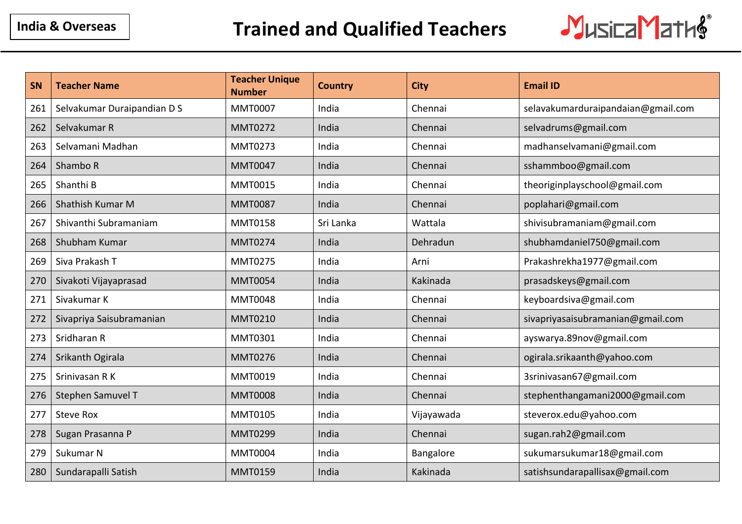India & Overseas

# Trained and Qualified Teachers

MusicaMaths®

| SN | Teacher Name | Teacher Unique Number | Country | City | Email ID |
|---|---|---|---|---|---|
| 261 | Selvakumar Duraipandian D S | MMT0007 | India | Chennai | selavakumarduraipandaian@gmail.com |
| 262 | Selvakumar R | MMT0272 | India | Chennai | selvadrums@gmail.com |
| 263 | Selvamani Madhan | MMT0273 | India | Chennai | madhanselvamani@gmail.com |
| 264 | Shambo R | MMT0047 | India | Chennai | sshammboo@gmail.com |
| 265 | Shanthi B | MMT0015 | India | Chennai | theoriginplayschool@gmail.com |
| 266 | Shathish Kumar M | MMT0087 | India | Chennai | poplahari@gmail.com |
| 267 | Shivanthi Subramaniam | MMT0158 | Sri Lanka | Wattala | shivisubramaniam@gmail.com |
| 268 | Shubham Kumar | MMT0274 | India | Dehradun | shubhamdaniel750@gmail.com |
| 269 | Siva Prakash T | MMT0275 | India | Arni | Prakashrekha1977@gmail.com |
| 270 | Sivakoti Vijayaprasad | MMT0054 | India | Kakinada | prasadskeys@gmail.com |
| 271 | Sivakumar K | MMT0048 | India | Chennai | keyboardsiva@gmail.com |
| 272 | Sivapriya Saisubramanian | MMT0210 | India | Chennai | sivapriyasaisubramanian@gmail.com |
| 273 | Sridharan R | MMT0301 | India | Chennai | ayswarya.89nov@gmail.com |
| 274 | Srikanth Ogirala | MMT0276 | India | Chennai | ogirala.srikaanth@yahoo.com |
| 275 | Srinivasan R K | MMT0019 | India | Chennai | 3srinivasan67@gmail.com |
| 276 | Stephen Samuvel T | MMT0008 | India | Chennai | stephenthangamani2000@gmail.com |
| 277 | Steve Rox | MMT0105 | India | Vijayawada | steverox.edu@yahoo.com |
| 278 | Sugan Prasanna P | MMT0299 | India | Chennai | sugan.rah2@gmail.com |
| 279 | Sukumar N | MMT0004 | India | Bangalore | sukumarsukumar18@gmail.com |
| 280 | Sundarapalli Satish | MMT0159 | India | Kakinada | satishsundarapallisax@gmail.com |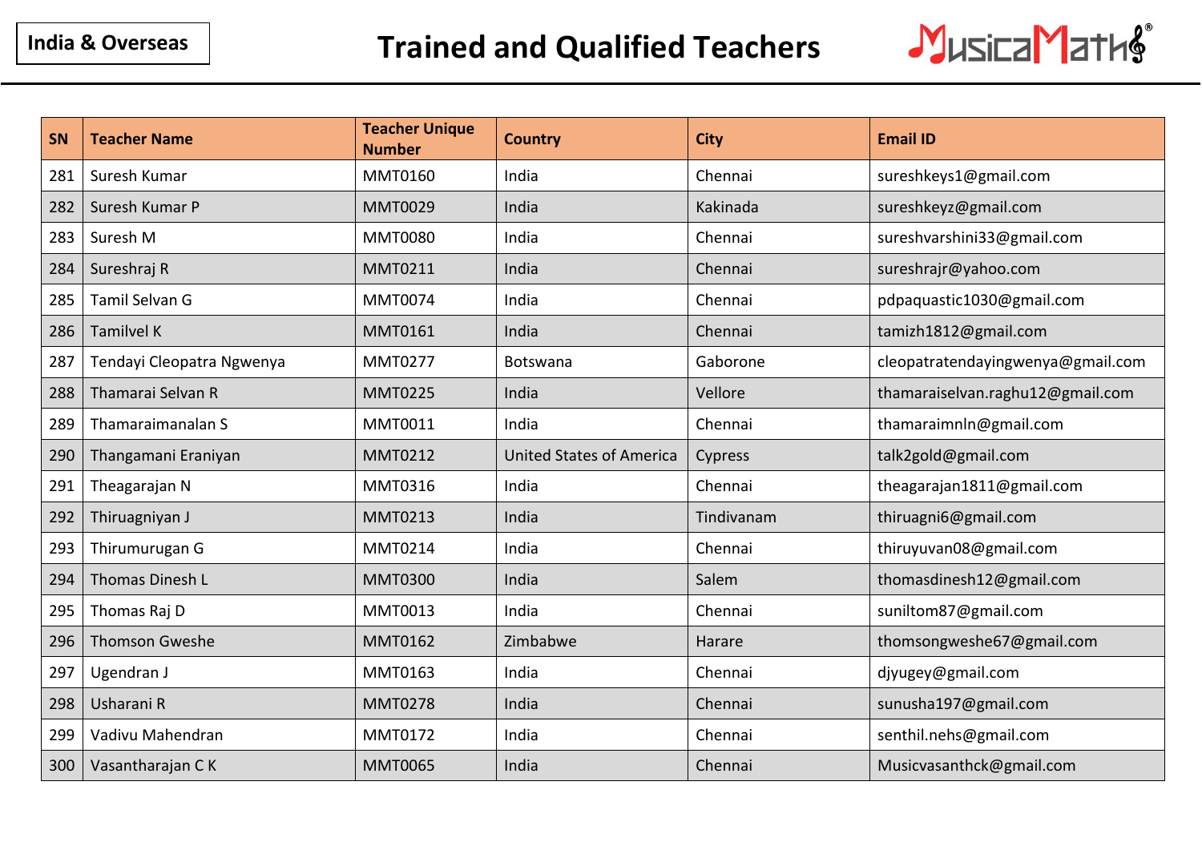India & Overseas

# Trained and Qualified Teachers

MusicalMaths®

| SN | Teacher Name | Teacher Unique Number | Country | City | Email ID |
|---|---|---|---|---|---|
| 281 | Suresh Kumar | MMT0160 | India | Chennai | sureshkeys1@gmail.com |
| 282 | Suresh Kumar P | MMT0029 | India | Kakinada | sureshkeyz@gmail.com |
| 283 | Suresh M | MMT0080 | India | Chennai | sureshvarshini33@gmail.com |
| 284 | Sureshraj R | MMT0211 | India | Chennai | sureshrajr@yahoo.com |
| 285 | Tamil Selvan G | MMT0074 | India | Chennai | pdpaquastic1030@gmail.com |
| 286 | Tamilvel K | MMT0161 | India | Chennai | tamizh1812@gmail.com |
| 287 | Tendayi Cleopatra Ngwenya | MMT0277 | Botswana | Gaborone | cleopatratendayingwenya@gmail.com |
| 288 | Thamarai Selvan R | MMT0225 | India | Vellore | thamaraiselvan.raghu12@gmail.com |
| 289 | Thamaraimanalan S | MMT0011 | India | Chennai | thamaraimnln@gmail.com |
| 290 | Thangamani Eraniyan | MMT0212 | United States of America | Cypress | talk2gold@gmail.com |
| 291 | Theagarajan N | MMT0316 | India | Chennai | theagarajan1811@gmail.com |
| 292 | Thiruagniyan J | MMT0213 | India | Tindivanam | thiruagni6@gmail.com |
| 293 | Thirumurugan G | MMT0214 | India | Chennai | thiruyuvan08@gmail.com |
| 294 | Thomas Dinesh L | MMT0300 | India | Salem | thomasdinesh12@gmail.com |
| 295 | Thomas Raj D | MMT0013 | India | Chennai | suniltom87@gmail.com |
| 296 | Thomson Gweshe | MMT0162 | Zimbabwe | Harare | thomsongweshe67@gmail.com |
| 297 | Ugendran J | MMT0163 | India | Chennai | djyugey@gmail.com |
| 298 | Usharani R | MMT0278 | India | Chennai | sunusha197@gmail.com |
| 299 | Vadivu Mahendran | MMT0172 | India | Chennai | senthil.nehs@gmail.com |
| 300 | Vasantharajan C K | MMT0065 | India | Chennai | Musicvasanthck@gmail.com |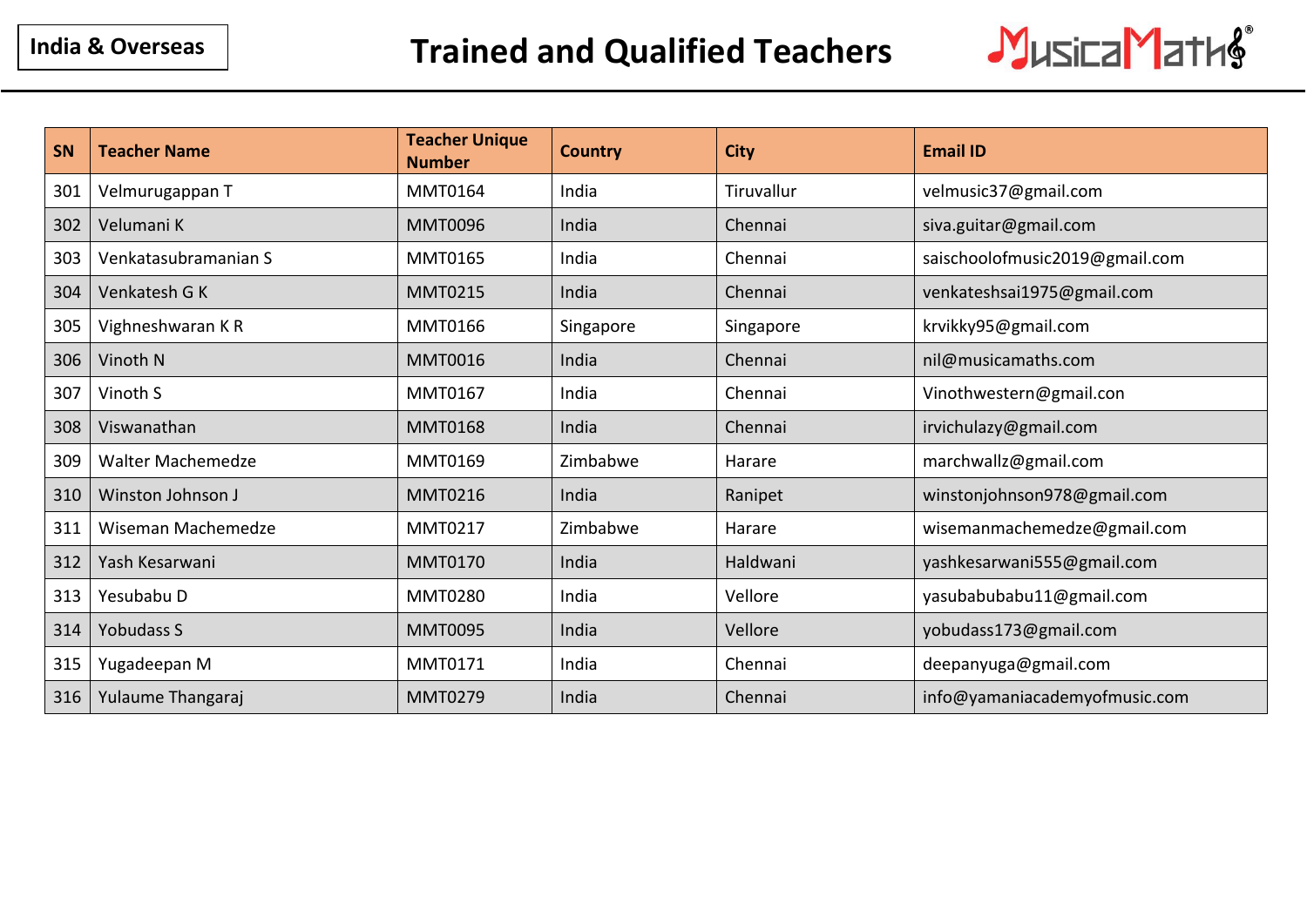India & Overseas

# Trained and Qualified Teachers

MusicaMaths®

| SN | Teacher Name | Teacher Unique Number | Country | City | Email ID |
|---|---|---|---|---|---|
| 301 | Velmurugappan T | MMT0164 | India | Tiruvallur | velmusic37@gmail.com |
| 302 | Velumani K | MMT0096 | India | Chennai | siva.guitar@gmail.com |
| 303 | Venkatasubramanian S | MMT0165 | India | Chennai | saischoolofmusic2019@gmail.com |
| 304 | Venkatesh G K | MMT0215 | India | Chennai | venkateshsai1975@gmail.com |
| 305 | Vighneshwaran K R | MMT0166 | Singapore | Singapore | krvikky95@gmail.com |
| 306 | Vinoth N | MMT0016 | India | Chennai | nil@musicamaths.com |
| 307 | Vinoth S | MMT0167 | India | Chennai | Vinothwestern@gmail.con |
| 308 | Viswanathan | MMT0168 | India | Chennai | irvichulazy@gmail.com |
| 309 | Walter Machemedze | MMT0169 | Zimbabwe | Harare | marchwallz@gmail.com |
| 310 | Winston Johnson J | MMT0216 | India | Ranipet | winstonjohnson978@gmail.com |
| 311 | Wiseman Machemedze | MMT0217 | Zimbabwe | Harare | wisemanmachemedze@gmail.com |
| 312 | Yash Kesarwani | MMT0170 | India | Haldwani | yashkesarwani555@gmail.com |
| 313 | Yesubabu D | MMT0280 | India | Vellore | yasubababubabu11@gmail.com |
| 314 | Yobudass S | MMT0095 | India | Vellore | yobudass173@gmail.com |
| 315 | Yugadeepan M | MMT0171 | India | Chennai | deepanyuga@gmail.com |
| 316 | Yulaume Thangaraj | MMT0279 | India | Chennai | info@yamaniacademyofmusic.com |